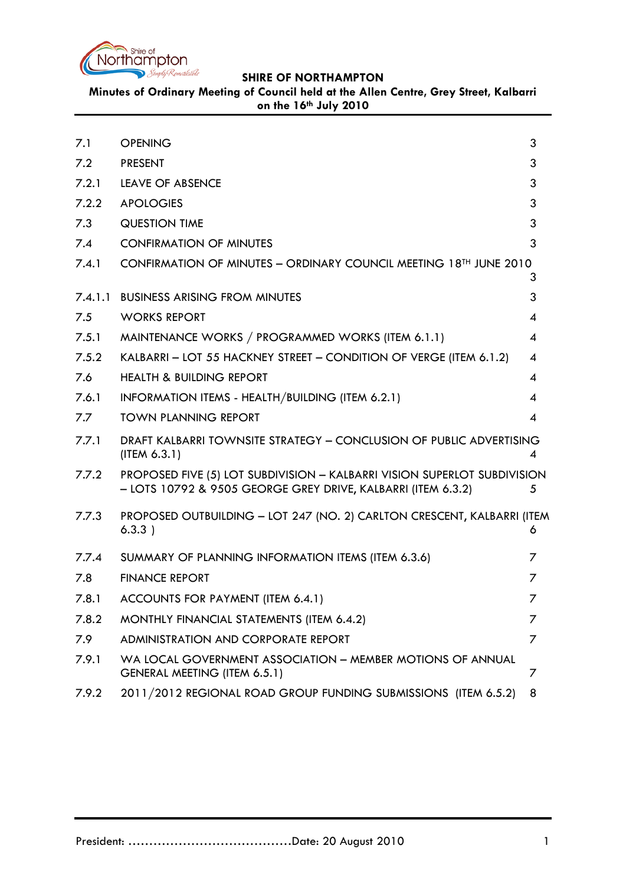**SHIRE OF NORTHAMPTON**

**Minutes of Ordinary Meeting of Council held at the Allen Centre, Grey Street, Kalbarri on the 16th July 2010**

| | | |
|---|---|---|
| 7.1 | OPENING | 3 |
| 7.2 | PRESENT | 3 |
| 7.2.1 | LEAVE OF ABSENCE | 3 |
| 7.2.2 | APOLOGIES | 3 |
| 7.3 | QUESTION TIME | 3 |
| 7.4 | CONFIRMATION OF MINUTES | 3 |
| 7.4.1 | CONFIRMATION OF MINUTES – ORDINARY COUNCIL MEETING 18TH JUNE 2010 | 3 |
| 7.4.1.1 | BUSINESS ARISING FROM MINUTES | 3 |
| 7.5 | WORKS REPORT | 4 |
| 7.5.1 | MAINTENANCE WORKS / PROGRAMMED WORKS (ITEM 6.1.1) | 4 |
| 7.5.2 | KALBARRI – LOT 55 HACKNEY STREET – CONDITION OF VERGE (ITEM 6.1.2) | 4 |
| 7.6 | HEALTH & BUILDING REPORT | 4 |
| 7.6.1 | INFORMATION ITEMS - HEALTH/BUILDING (ITEM 6.2.1) | 4 |
| 7.7 | TOWN PLANNING REPORT | 4 |
| 7.7.1 | DRAFT KALBARRI TOWNSITE STRATEGY – CONCLUSION OF PUBLIC ADVERTISING (ITEM 6.3.1) | 4 |
| 7.7.2 | PROPOSED FIVE (5) LOT SUBDIVISION – KALBARRI VISION SUPERLOT SUBDIVISION – LOTS 10792 & 9505 GEORGE GREY DRIVE, KALBARRI (ITEM 6.3.2) | 5 |
| 7.7.3 | PROPOSED OUTBUILDING – LOT 247 (NO. 2) CARLTON CRESCENT, KALBARRI (ITEM 6.3.3 ) | 6 |
| 7.7.4 | SUMMARY OF PLANNING INFORMATION ITEMS (ITEM 6.3.6) | 7 |
| 7.8 | FINANCE REPORT | 7 |
| 7.8.1 | ACCOUNTS FOR PAYMENT (ITEM 6.4.1) | 7 |
| 7.8.2 | MONTHLY FINANCIAL STATEMENTS (ITEM 6.4.2) | 7 |
| 7.9 | ADMINISTRATION AND CORPORATE REPORT | 7 |
| 7.9.1 | WA LOCAL GOVERNMENT ASSOCIATION – MEMBER MOTIONS OF ANNUAL GENERAL MEETING (ITEM 6.5.1) | 7 |
| 7.9.2 | 2011/2012 REGIONAL ROAD GROUP FUNDING SUBMISSIONS (ITEM 6.5.2) | 8 |

President: ……………………………………Date: 20 August 2010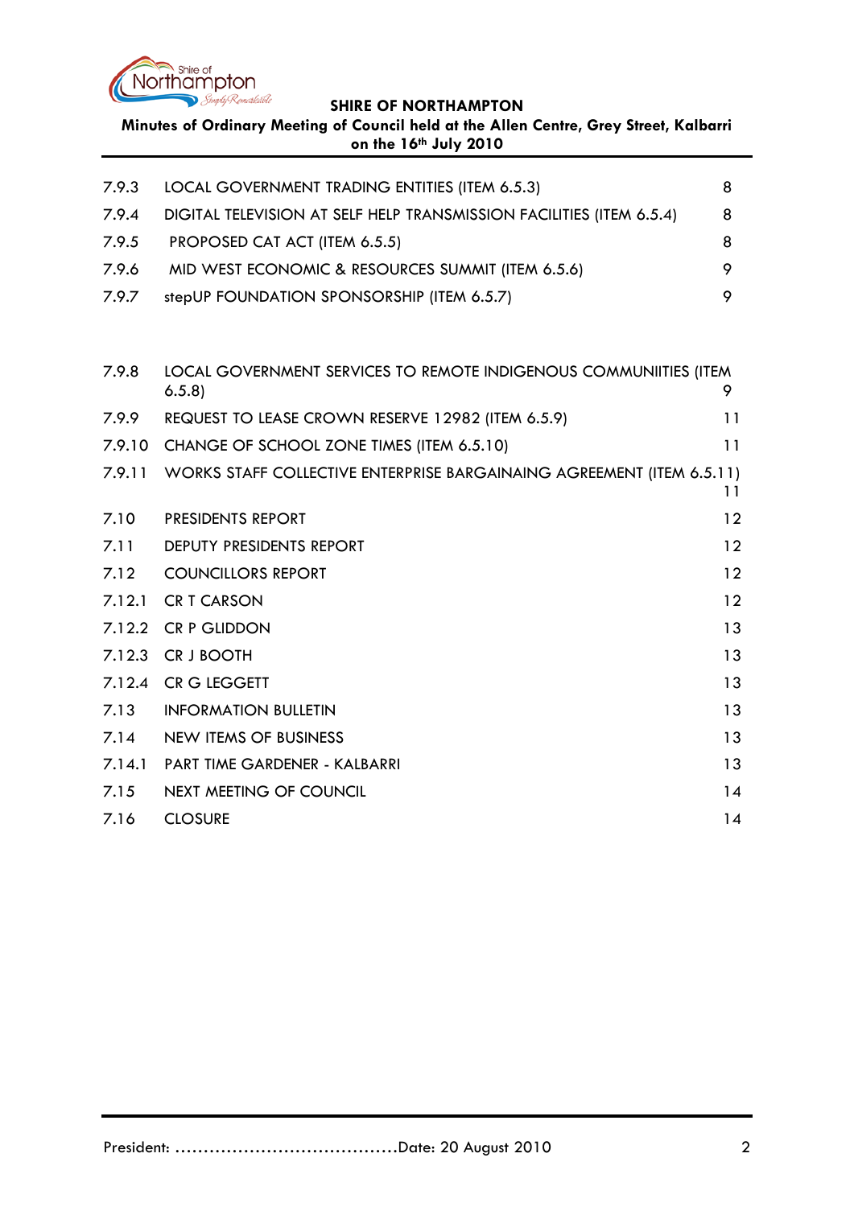| | | |
|---|---|---|
| 7.9.3 | LOCAL GOVERNMENT TRADING ENTITIES (ITEM 6.5.3) | 8 |
| 7.9.4 | DIGITAL TELEVISION AT SELF HELP TRANSMISSION FACILITIES (ITEM 6.5.4) | 8 |
| 7.9.5 | PROPOSED CAT ACT (ITEM 6.5.5) | 8 |
| 7.9.6 | MID WEST ECONOMIC & RESOURCES SUMMIT (ITEM 6.5.6) | 9 |
| 7.9.7 | stepUP FOUNDATION SPONSORSHIP (ITEM 6.5.7) | 9 |
| 7.9.8 | LOCAL GOVERNMENT SERVICES TO REMOTE INDIGENOUS COMMUNIITIES (ITEM 6.5.8) | 9 |
| 7.9.9 | REQUEST TO LEASE CROWN RESERVE 12982 (ITEM 6.5.9) | 11 |
| 7.9.10 | CHANGE OF SCHOOL ZONE TIMES (ITEM 6.5.10) | 11 |
| 7.9.11 | WORKS STAFF COLLECTIVE ENTERPRISE BARGAINAING AGREEMENT (ITEM 6.5.11) | 11 |
| 7.10 | PRESIDENTS REPORT | 12 |
| 7.11 | DEPUTY PRESIDENTS REPORT | 12 |
| 7.12 | COUNCILLORS REPORT | 12 |
| 7.12.1 | CR T CARSON | 12 |
| 7.12.2 | CR P GLIDDON | 13 |
| 7.12.3 | CR J BOOTH | 13 |
| 7.12.4 | CR G LEGGETT | 13 |
| 7.13 | INFORMATION BULLETIN | 13 |
| 7.14 | NEW ITEMS OF BUSINESS | 13 |
| 7.14.1 | PART TIME GARDENER - KALBARRI | 13 |
| 7.15 | NEXT MEETING OF COUNCIL | 14 |
| 7.16 | CLOSURE | 14 |

President: ……………………………………Date: 20 August 2010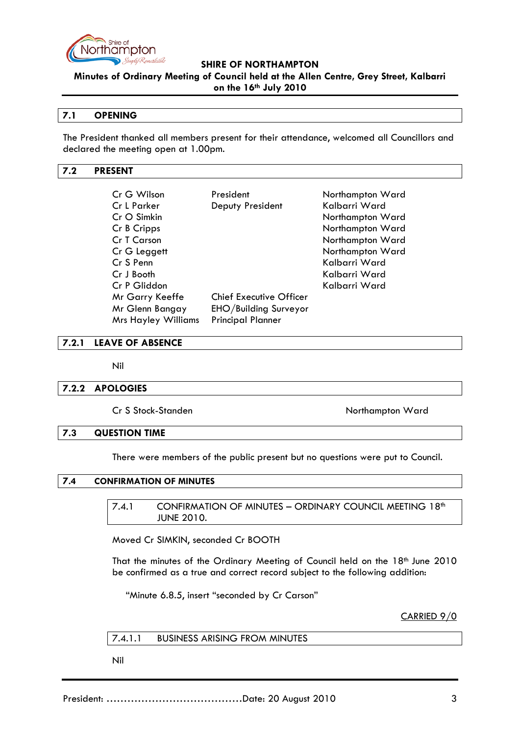## 7.1 OPENING

The President thanked all members present for their attendance, welcomed all Councillors and declared the meeting open at 1.00pm.

## 7.2 PRESENT

| | | |
|---|---|---|
| Cr G Wilson | President | Northampton Ward |
| Cr L Parker | Deputy President | Kalbarri Ward |
| Cr O Simkin | | Northampton Ward |
| Cr B Cripps | | Northampton Ward |
| Cr T Carson | | Northampton Ward |
| Cr G Leggett | | Northampton Ward |
| Cr S Penn | | Kalbarri Ward |
| Cr J Booth | | Kalbarri Ward |
| Cr P Gliddon | | Kalbarri Ward |
| Mr Garry Keeffe | Chief Executive Officer | |
| Mr Glenn Bangay | EHO/Building Surveyor | |
| Mrs Hayley Williams | Principal Planner | |

## 7.2.1 LEAVE OF ABSENCE

Nil

## 7.2.2 APOLOGIES

Cr S Stock-Standen — Northampton Ward

## 7.3 QUESTION TIME

There were members of the public present but no questions were put to Council.

## 7.4 CONFIRMATION OF MINUTES

### 7.4.1 CONFIRMATION OF MINUTES – ORDINARY COUNCIL MEETING 18th JUNE 2010.

Moved Cr SIMKIN, seconded Cr BOOTH

That the minutes of the Ordinary Meeting of Council held on the 18th June 2010 be confirmed as a true and correct record subject to the following addition:

"Minute 6.8.5, insert "seconded by Cr Carson"

CARRIED 9/0

#### 7.4.1.1 BUSINESS ARISING FROM MINUTES

Nil

President: ......................................Date: 20 August 2010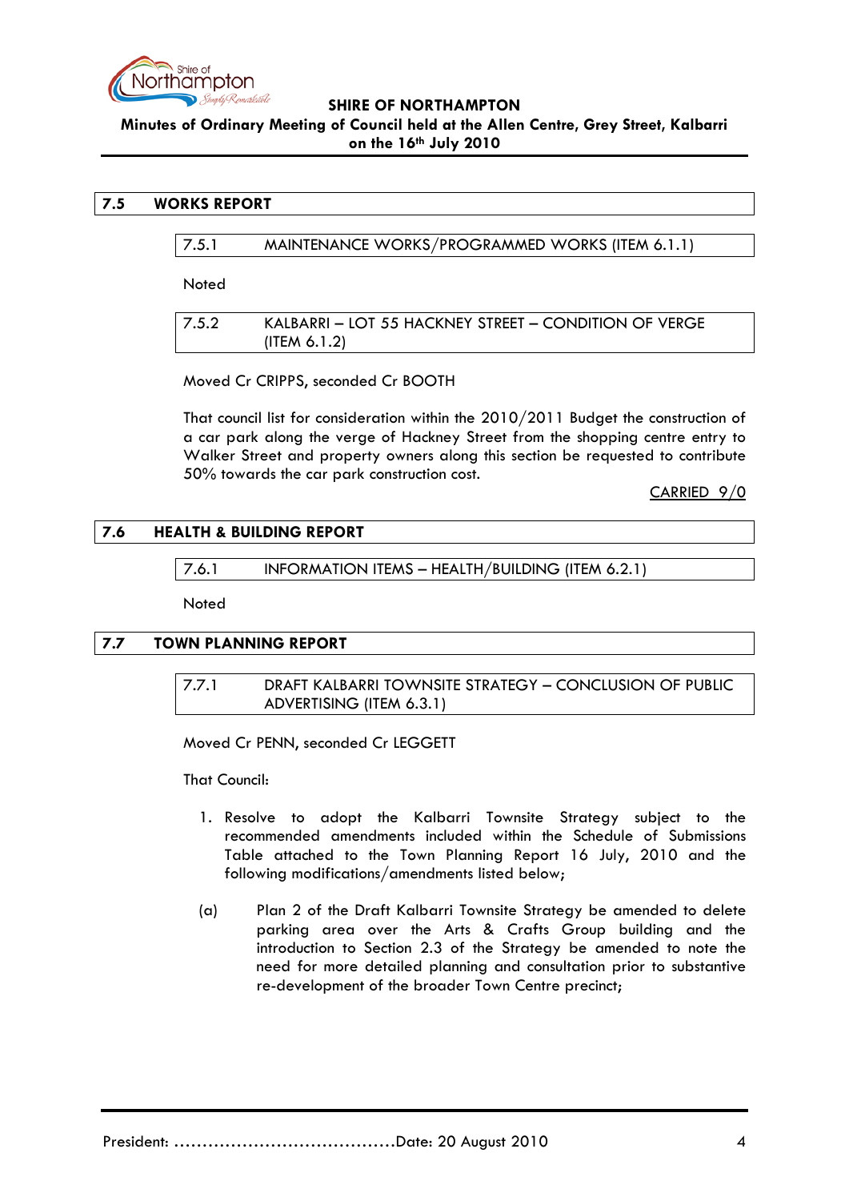## 7.5 WORKS REPORT

### 7.5.1 MAINTENANCE WORKS/PROGRAMMED WORKS (ITEM 6.1.1)

Noted

### 7.5.2 KALBARRI – LOT 55 HACKNEY STREET – CONDITION OF VERGE (ITEM 6.1.2)

Moved Cr CRIPPS, seconded Cr BOOTH

That council list for consideration within the 2010/2011 Budget the construction of a car park along the verge of Hackney Street from the shopping centre entry to Walker Street and property owners along this section be requested to contribute 50% towards the car park construction cost.

CARRIED 9/0

## 7.6 HEALTH & BUILDING REPORT

### 7.6.1 INFORMATION ITEMS – HEALTH/BUILDING (ITEM 6.2.1)

Noted

## 7.7 TOWN PLANNING REPORT

### 7.7.1 DRAFT KALBARRI TOWNSITE STRATEGY – CONCLUSION OF PUBLIC ADVERTISING (ITEM 6.3.1)

Moved Cr PENN, seconded Cr LEGGETT

That Council:

1. Resolve to adopt the Kalbarri Townsite Strategy subject to the recommended amendments included within the Schedule of Submissions Table attached to the Town Planning Report 16 July, 2010 and the following modifications/amendments listed below;

(a) Plan 2 of the Draft Kalbarri Townsite Strategy be amended to delete parking area over the Arts & Crafts Group building and the introduction to Section 2.3 of the Strategy be amended to note the need for more detailed planning and consultation prior to substantive re-development of the broader Town Centre precinct;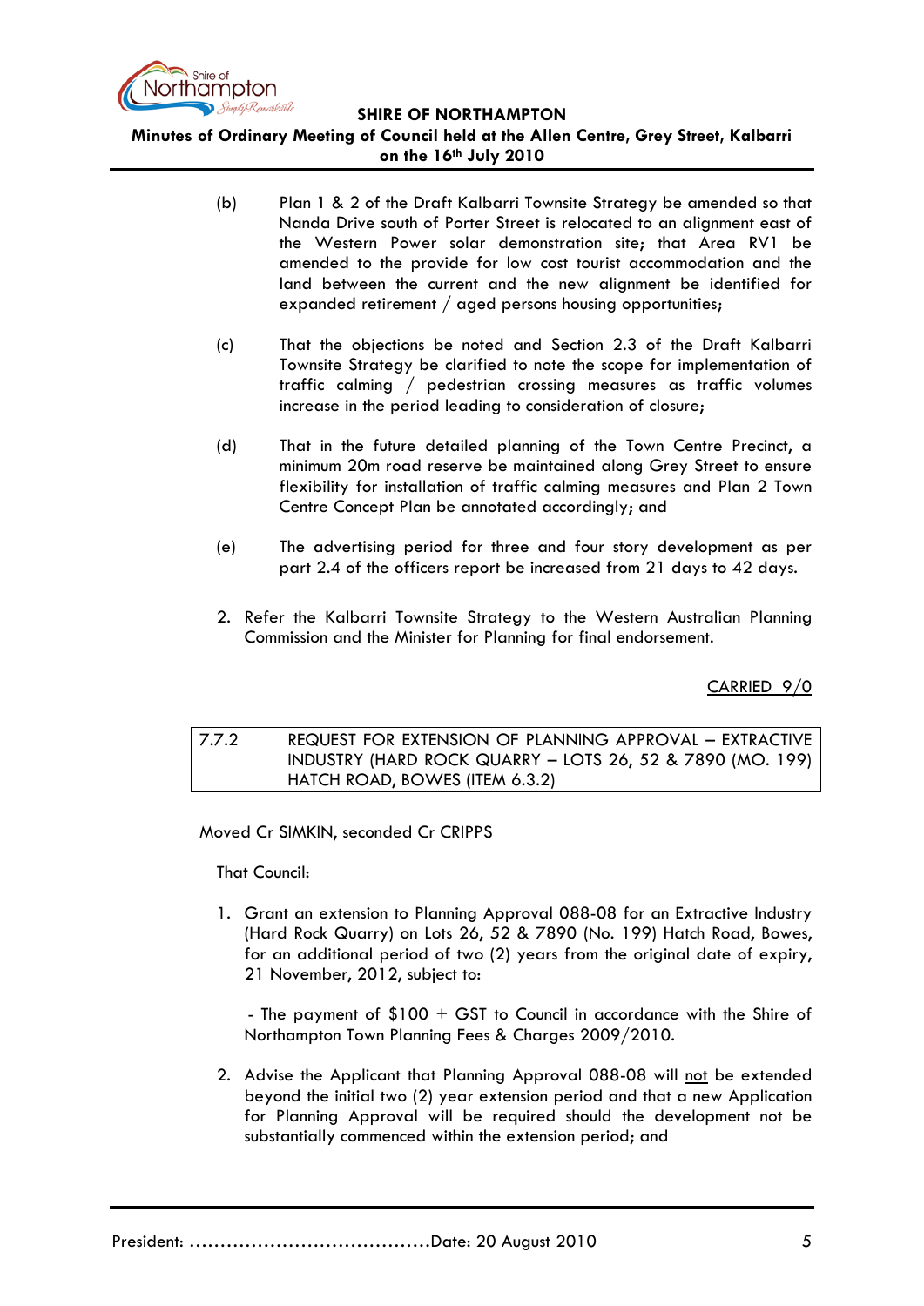(b) Plan 1 & 2 of the Draft Kalbarri Townsite Strategy be amended so that Nanda Drive south of Porter Street is relocated to an alignment east of the Western Power solar demonstration site; that Area RV1 be amended to the provide for low cost tourist accommodation and the land between the current and the new alignment be identified for expanded retirement / aged persons housing opportunities;

(c) That the objections be noted and Section 2.3 of the Draft Kalbarri Townsite Strategy be clarified to note the scope for implementation of traffic calming / pedestrian crossing measures as traffic volumes increase in the period leading to consideration of closure;

(d) That in the future detailed planning of the Town Centre Precinct, a minimum 20m road reserve be maintained along Grey Street to ensure flexibility for installation of traffic calming measures and Plan 2 Town Centre Concept Plan be annotated accordingly; and

(e) The advertising period for three and four story development as per part 2.4 of the officers report be increased from 21 days to 42 days.

2. Refer the Kalbarri Townsite Strategy to the Western Australian Planning Commission and the Minister for Planning for final endorsement.

CARRIED 9/0

| 7.7.2 | REQUEST FOR EXTENSION OF PLANNING APPROVAL – EXTRACTIVE INDUSTRY (HARD ROCK QUARRY – LOTS 26, 52 & 7890 (MO. 199) HATCH ROAD, BOWES (ITEM 6.3.2) |
|---|---|

Moved Cr SIMKIN, seconded Cr CRIPPS

That Council:

1. Grant an extension to Planning Approval 088-08 for an Extractive Industry (Hard Rock Quarry) on Lots 26, 52 & 7890 (No. 199) Hatch Road, Bowes, for an additional period of two (2) years from the original date of expiry, 21 November, 2012, subject to:

   - The payment of $100 + GST to Council in accordance with the Shire of Northampton Town Planning Fees & Charges 2009/2010.

2. Advise the Applicant that Planning Approval 088-08 will not be extended beyond the initial two (2) year extension period and that a new Application for Planning Approval will be required should the development not be substantially commenced within the extension period; and

President: ……………………………………Date: 20 August 2010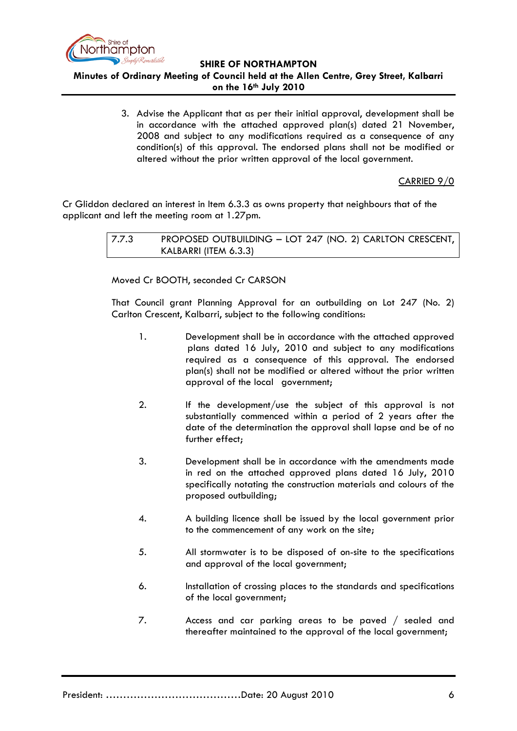3. Advise the Applicant that as per their initial approval, development shall be in accordance with the attached approved plan(s) dated 21 November, 2008 and subject to any modifications required as a consequence of any condition(s) of this approval. The endorsed plans shall not be modified or altered without the prior written approval of the local government.

CARRIED 9/0

Cr Gliddon declared an interest in Item 6.3.3 as owns property that neighbours that of the applicant and left the meeting room at 1.27pm.

| | |
|---|---|
| 7.7.3 | PROPOSED OUTBUILDING – LOT 247 (NO. 2) CARLTON CRESCENT, KALBARRI (ITEM 6.3.3) |

Moved Cr BOOTH, seconded Cr CARSON

That Council grant Planning Approval for an outbuilding on Lot 247 (No. 2) Carlton Crescent, Kalbarri, subject to the following conditions:

1. Development shall be in accordance with the attached approved plans dated 16 July, 2010 and subject to any modifications required as a consequence of this approval. The endorsed plan(s) shall not be modified or altered without the prior written approval of the local government;

2. If the development/use the subject of this approval is not substantially commenced within a period of 2 years after the date of the determination the approval shall lapse and be of no further effect;

3. Development shall be in accordance with the amendments made in red on the attached approved plans dated 16 July, 2010 specifically notating the construction materials and colours of the proposed outbuilding;

4. A building licence shall be issued by the local government prior to the commencement of any work on the site;

5. All stormwater is to be disposed of on-site to the specifications and approval of the local government;

6. Installation of crossing places to the standards and specifications of the local government;

7. Access and car parking areas to be paved / sealed and thereafter maintained to the approval of the local government;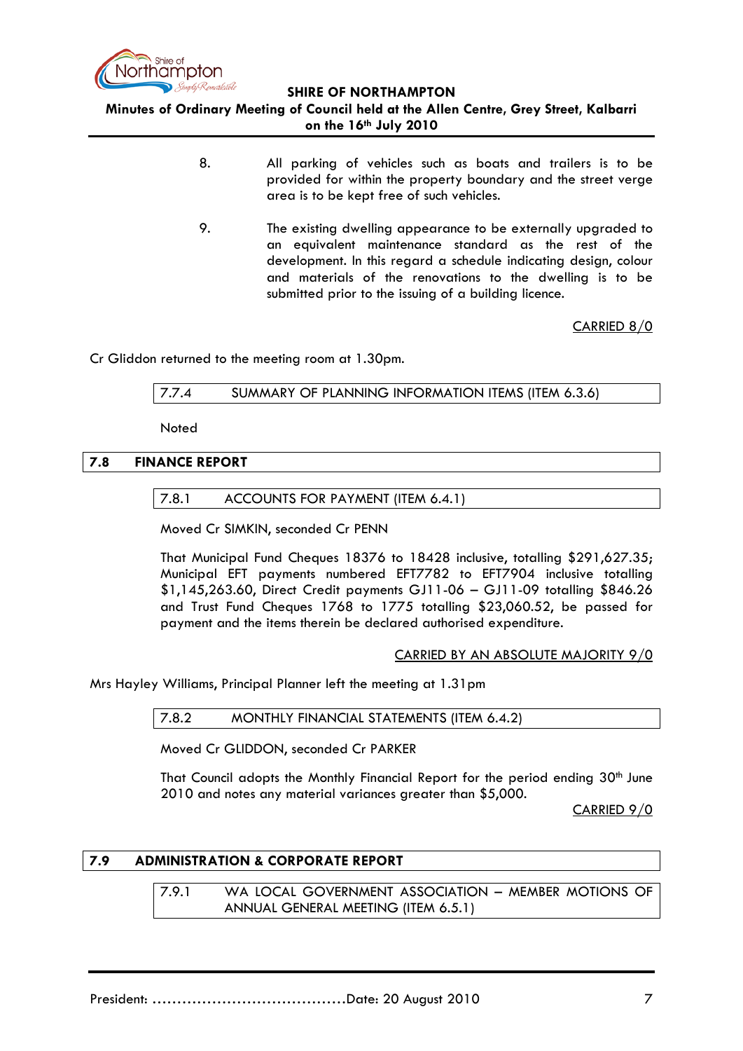8. All parking of vehicles such as boats and trailers is to be provided for within the property boundary and the street verge area is to be kept free of such vehicles.

9. The existing dwelling appearance to be externally upgraded to an equivalent maintenance standard as the rest of the development. In this regard a schedule indicating design, colour and materials of the renovations to the dwelling is to be submitted prior to the issuing of a building licence.

CARRIED 8/0

Cr Gliddon returned to the meeting room at 1.30pm.

#### 7.7.4 SUMMARY OF PLANNING INFORMATION ITEMS (ITEM 6.3.6)

Noted

## 7.8 FINANCE REPORT

#### 7.8.1 ACCOUNTS FOR PAYMENT (ITEM 6.4.1)

Moved Cr SIMKIN, seconded Cr PENN

That Municipal Fund Cheques 18376 to 18428 inclusive, totalling $291,627.35; Municipal EFT payments numbered EFT7782 to EFT7904 inclusive totalling $1,145,263.60, Direct Credit payments GJ11-06 – GJ11-09 totalling $846.26 and Trust Fund Cheques 1768 to 1775 totalling $23,060.52, be passed for payment and the items therein be declared authorised expenditure.

CARRIED BY AN ABSOLUTE MAJORITY 9/0

Mrs Hayley Williams, Principal Planner left the meeting at 1.31pm

#### 7.8.2 MONTHLY FINANCIAL STATEMENTS (ITEM 6.4.2)

Moved Cr GLIDDON, seconded Cr PARKER

That Council adopts the Monthly Financial Report for the period ending 30th June 2010 and notes any material variances greater than $5,000.

CARRIED 9/0

## 7.9 ADMINISTRATION & CORPORATE REPORT

#### 7.9.1 WA LOCAL GOVERNMENT ASSOCIATION – MEMBER MOTIONS OF ANNUAL GENERAL MEETING (ITEM 6.5.1)

President: ……………………………………Date: 20 August 2010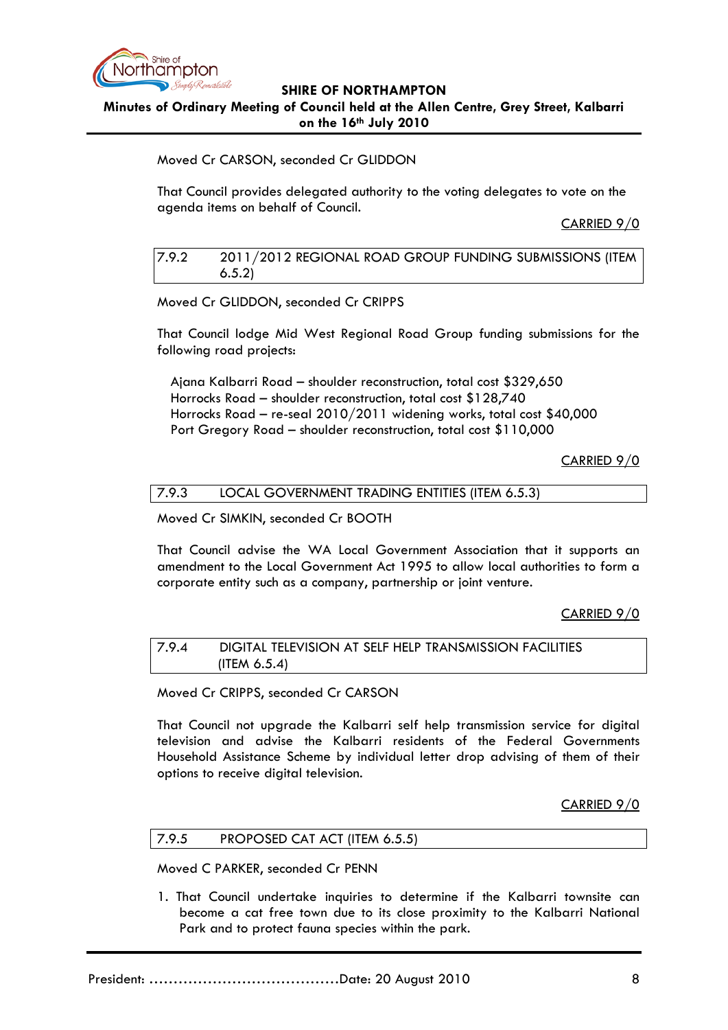Moved Cr CARSON, seconded Cr GLIDDON

That Council provides delegated authority to the voting delegates to vote on the agenda items on behalf of Council.

CARRIED 9/0

### 7.9.2 2011/2012 REGIONAL ROAD GROUP FUNDING SUBMISSIONS (ITEM 6.5.2)

Moved Cr GLIDDON, seconded Cr CRIPPS

That Council lodge Mid West Regional Road Group funding submissions for the following road projects:

Ajana Kalbarri Road – shoulder reconstruction, total cost $329,650
Horrocks Road – shoulder reconstruction, total cost $128,740
Horrocks Road – re-seal 2010/2011 widening works, total cost $40,000
Port Gregory Road – shoulder reconstruction, total cost $110,000

CARRIED 9/0

### 7.9.3 LOCAL GOVERNMENT TRADING ENTITIES (ITEM 6.5.3)

Moved Cr SIMKIN, seconded Cr BOOTH

That Council advise the WA Local Government Association that it supports an amendment to the Local Government Act 1995 to allow local authorities to form a corporate entity such as a company, partnership or joint venture.

CARRIED 9/0

### 7.9.4 DIGITAL TELEVISION AT SELF HELP TRANSMISSION FACILITIES (ITEM 6.5.4)

Moved Cr CRIPPS, seconded Cr CARSON

That Council not upgrade the Kalbarri self help transmission service for digital television and advise the Kalbarri residents of the Federal Governments Household Assistance Scheme by individual letter drop advising of them of their options to receive digital television.

CARRIED 9/0

### 7.9.5 PROPOSED CAT ACT (ITEM 6.5.5)

Moved C PARKER, seconded Cr PENN

1. That Council undertake inquiries to determine if the Kalbarri townsite can become a cat free town due to its close proximity to the Kalbarri National Park and to protect fauna species within the park.

President: ……………………………………Date: 20 August 2010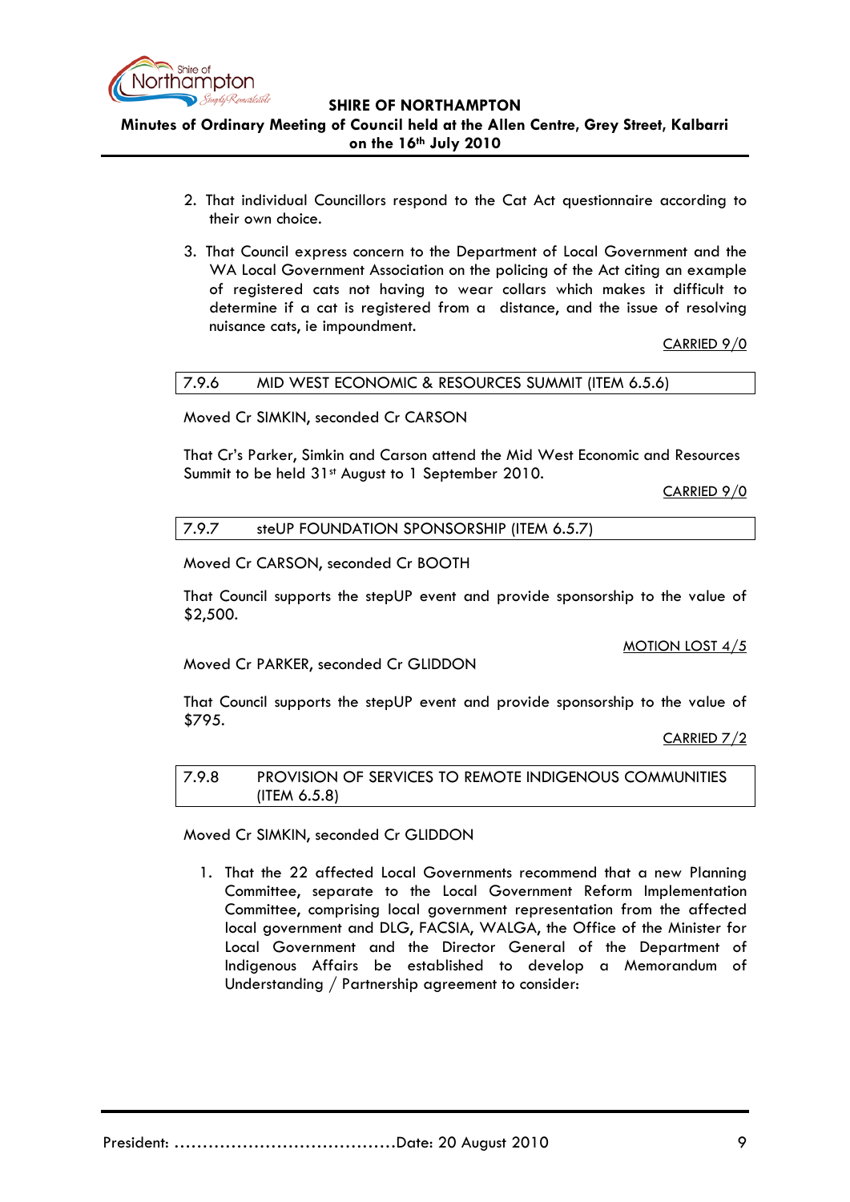2. That individual Councillors respond to the Cat Act questionnaire according to their own choice.

3. That Council express concern to the Department of Local Government and the WA Local Government Association on the policing of the Act citing an example of registered cats not having to wear collars which makes it difficult to determine if a cat is registered from a distance, and the issue of resolving nuisance cats, ie impoundment.

CARRIED 9/0

### 7.9.6 MID WEST ECONOMIC & RESOURCES SUMMIT (ITEM 6.5.6)

Moved Cr SIMKIN, seconded Cr CARSON

That Cr's Parker, Simkin and Carson attend the Mid West Economic and Resources Summit to be held 31st August to 1 September 2010.

CARRIED 9/0

### 7.9.7 steUP FOUNDATION SPONSORSHIP (ITEM 6.5.7)

Moved Cr CARSON, seconded Cr BOOTH

That Council supports the stepUP event and provide sponsorship to the value of $2,500.

MOTION LOST 4/5

Moved Cr PARKER, seconded Cr GLIDDON

That Council supports the stepUP event and provide sponsorship to the value of $795.

CARRIED 7/2

### 7.9.8 PROVISION OF SERVICES TO REMOTE INDIGENOUS COMMUNITIES (ITEM 6.5.8)

Moved Cr SIMKIN, seconded Cr GLIDDON

1. That the 22 affected Local Governments recommend that a new Planning Committee, separate to the Local Government Reform Implementation Committee, comprising local government representation from the affected local government and DLG, FACSIA, WALGA, the Office of the Minister for Local Government and the Director General of the Department of Indigenous Affairs be established to develop a Memorandum of Understanding / Partnership agreement to consider: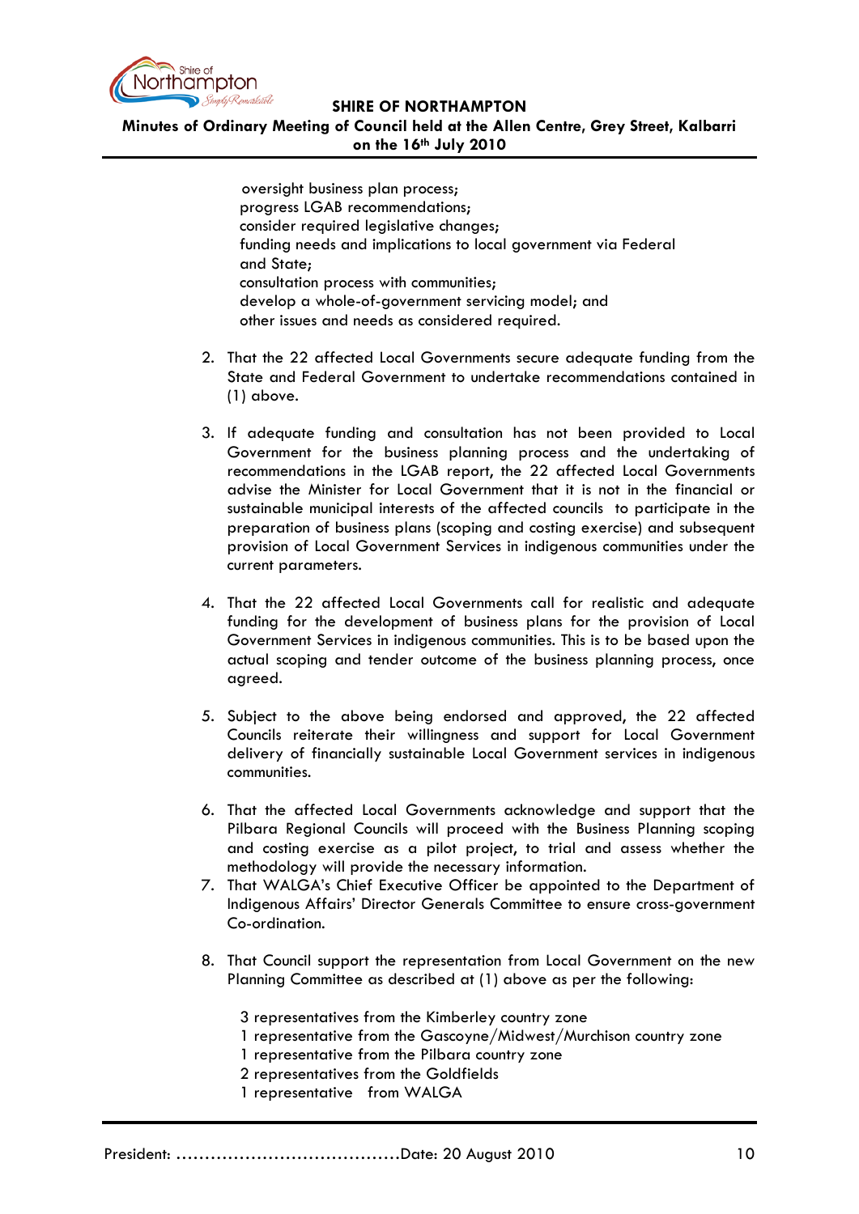oversight business plan process;
progress LGAB recommendations;
consider required legislative changes;
funding needs and implications to local government via Federal and State;
consultation process with communities;
develop a whole-of-government servicing model; and
other issues and needs as considered required.

2. That the 22 affected Local Governments secure adequate funding from the State and Federal Government to undertake recommendations contained in (1) above.

3. If adequate funding and consultation has not been provided to Local Government for the business planning process and the undertaking of recommendations in the LGAB report, the 22 affected Local Governments advise the Minister for Local Government that it is not in the financial or sustainable municipal interests of the affected councils to participate in the preparation of business plans (scoping and costing exercise) and subsequent provision of Local Government Services in indigenous communities under the current parameters.

4. That the 22 affected Local Governments call for realistic and adequate funding for the development of business plans for the provision of Local Government Services in indigenous communities. This is to be based upon the actual scoping and tender outcome of the business planning process, once agreed.

5. Subject to the above being endorsed and approved, the 22 affected Councils reiterate their willingness and support for Local Government delivery of financially sustainable Local Government services in indigenous communities.

6. That the affected Local Governments acknowledge and support that the Pilbara Regional Councils will proceed with the Business Planning scoping and costing exercise as a pilot project, to trial and assess whether the methodology will provide the necessary information.

7. That WALGA's Chief Executive Officer be appointed to the Department of Indigenous Affairs' Director Generals Committee to ensure cross-government Co-ordination.

8. That Council support the representation from Local Government on the new Planning Committee as described at (1) above as per the following:

   3 representatives from the Kimberley country zone
   1 representative from the Gascoyne/Midwest/Murchison country zone
   1 representative from the Pilbara country zone
   2 representatives from the Goldfields
   1 representative from WALGA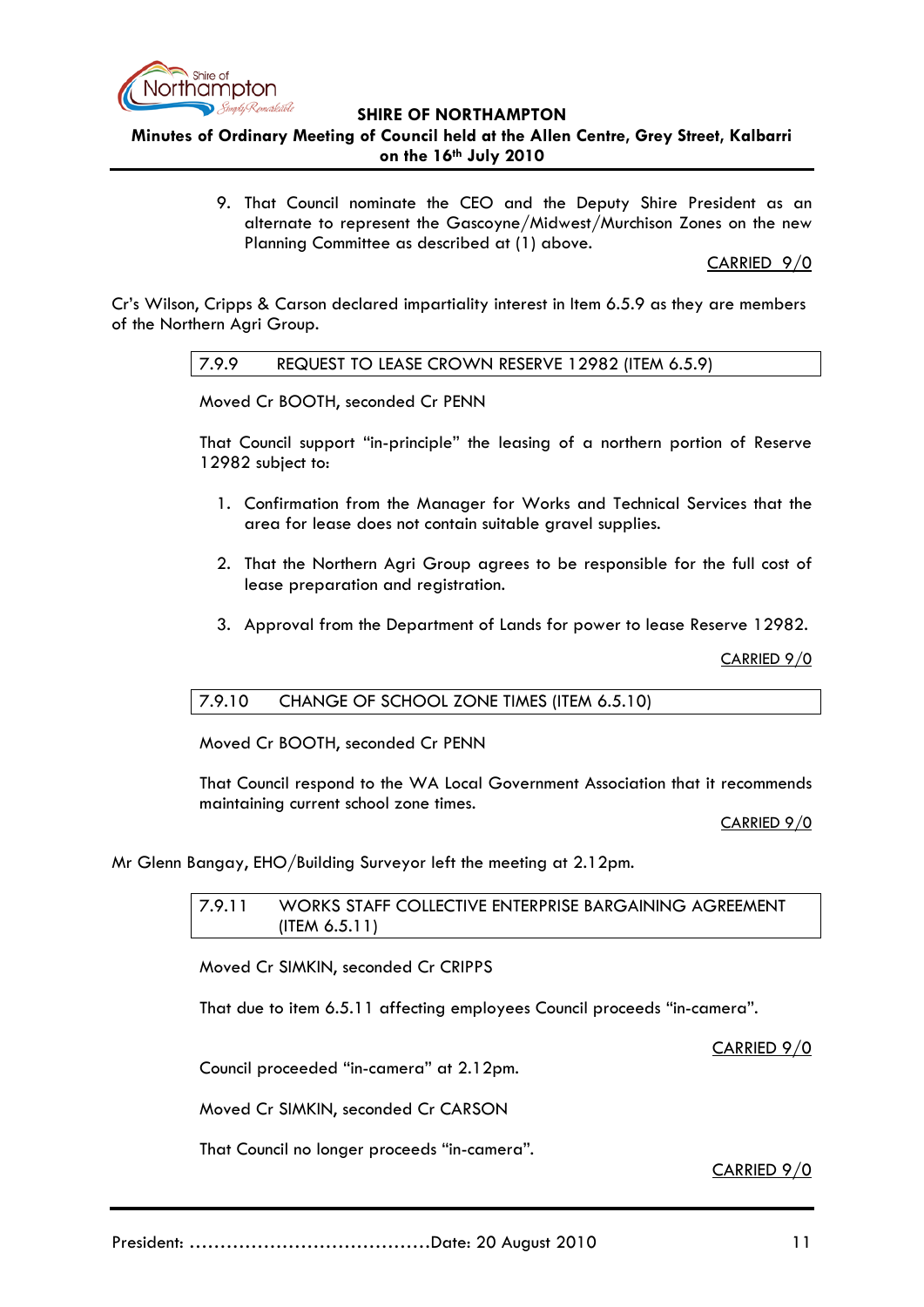9. That Council nominate the CEO and the Deputy Shire President as an alternate to represent the Gascoyne/Midwest/Murchison Zones on the new Planning Committee as described at (1) above.

CARRIED 9/0

Cr's Wilson, Cripps & Carson declared impartiality interest in Item 6.5.9 as they are members of the Northern Agri Group.

### 7.9.9 REQUEST TO LEASE CROWN RESERVE 12982 (ITEM 6.5.9)

Moved Cr BOOTH, seconded Cr PENN

That Council support "in-principle" the leasing of a northern portion of Reserve 12982 subject to:

1. Confirmation from the Manager for Works and Technical Services that the area for lease does not contain suitable gravel supplies.

2. That the Northern Agri Group agrees to be responsible for the full cost of lease preparation and registration.

3. Approval from the Department of Lands for power to lease Reserve 12982.

CARRIED 9/0

### 7.9.10 CHANGE OF SCHOOL ZONE TIMES (ITEM 6.5.10)

Moved Cr BOOTH, seconded Cr PENN

That Council respond to the WA Local Government Association that it recommends maintaining current school zone times.

CARRIED 9/0

Mr Glenn Bangay, EHO/Building Surveyor left the meeting at 2.12pm.

### 7.9.11 WORKS STAFF COLLECTIVE ENTERPRISE BARGAINING AGREEMENT (ITEM 6.5.11)

Moved Cr SIMKIN, seconded Cr CRIPPS

That due to item 6.5.11 affecting employees Council proceeds "in-camera".

CARRIED 9/0

Council proceeded "in-camera" at 2.12pm.

Moved Cr SIMKIN, seconded Cr CARSON

That Council no longer proceeds "in-camera".

CARRIED 9/0

President: ....................................... Date: 20 August 2010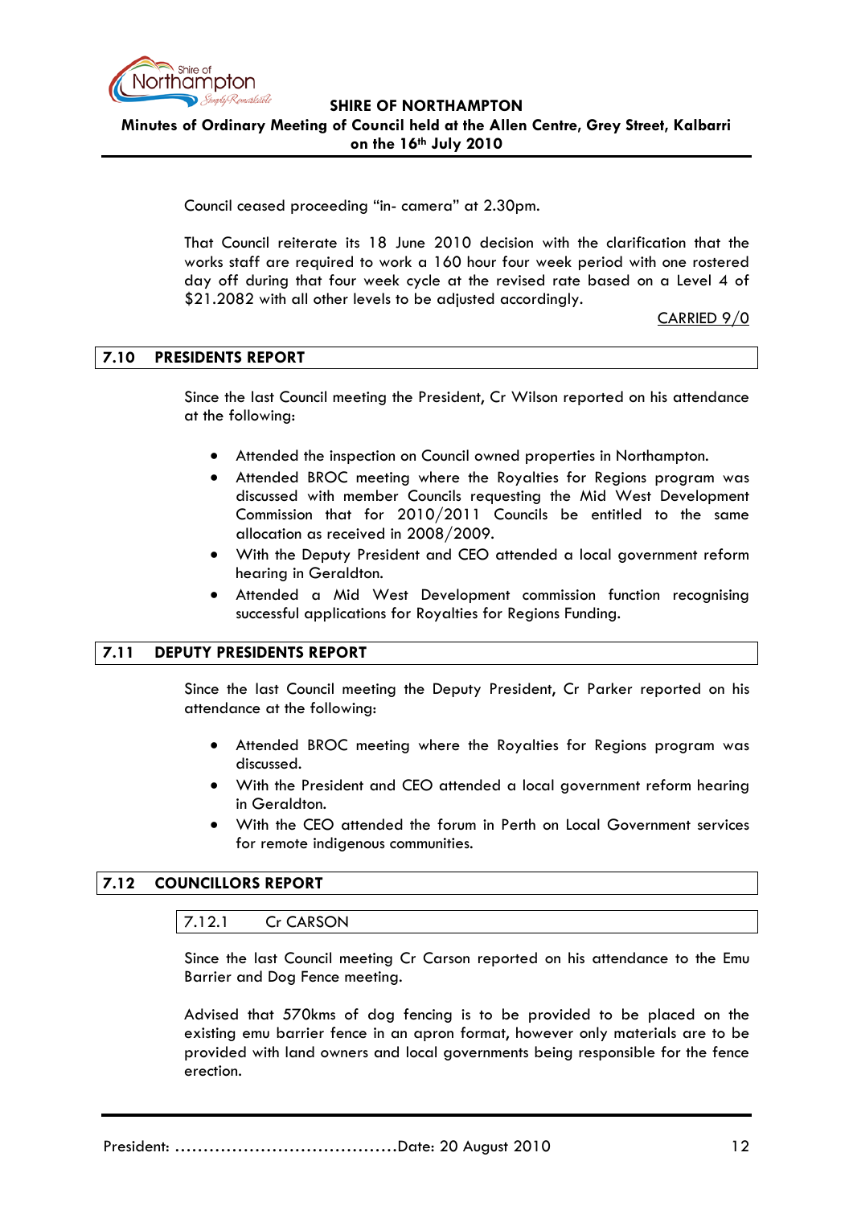Council ceased proceeding "in- camera" at 2.30pm.

That Council reiterate its 18 June 2010 decision with the clarification that the works staff are required to work a 160 hour four week period with one rostered day off during that four week cycle at the revised rate based on a Level 4 of $21.2082 with all other levels to be adjusted accordingly.

CARRIED 9/0

## 7.10 PRESIDENTS REPORT

Since the last Council meeting the President, Cr Wilson reported on his attendance at the following:

- Attended the inspection on Council owned properties in Northampton.
- Attended BROC meeting where the Royalties for Regions program was discussed with member Councils requesting the Mid West Development Commission that for 2010/2011 Councils be entitled to the same allocation as received in 2008/2009.
- With the Deputy President and CEO attended a local government reform hearing in Geraldton.
- Attended a Mid West Development commission function recognising successful applications for Royalties for Regions Funding.

## 7.11 DEPUTY PRESIDENTS REPORT

Since the last Council meeting the Deputy President, Cr Parker reported on his attendance at the following:

- Attended BROC meeting where the Royalties for Regions program was discussed.
- With the President and CEO attended a local government reform hearing in Geraldton.
- With the CEO attended the forum in Perth on Local Government services for remote indigenous communities.

## 7.12 COUNCILLORS REPORT

### 7.12.1 Cr CARSON

Since the last Council meeting Cr Carson reported on his attendance to the Emu Barrier and Dog Fence meeting.

Advised that 570kms of dog fencing is to be provided to be placed on the existing emu barrier fence in an apron format, however only materials are to be provided with land owners and local governments being responsible for the fence erection.

President: ......................................Date: 20 August 2010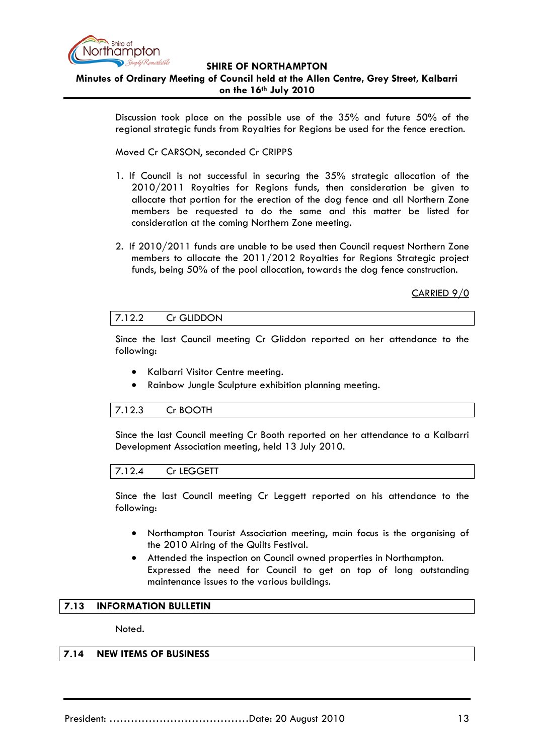Discussion took place on the possible use of the 35% and future 50% of the regional strategic funds from Royalties for Regions be used for the fence erection.

Moved Cr CARSON, seconded Cr CRIPPS

1. If Council is not successful in securing the 35% strategic allocation of the 2010/2011 Royalties for Regions funds, then consideration be given to allocate that portion for the erection of the dog fence and all Northern Zone members be requested to do the same and this matter be listed for consideration at the coming Northern Zone meeting.

2. If 2010/2011 funds are unable to be used then Council request Northern Zone members to allocate the 2011/2012 Royalties for Regions Strategic project funds, being 50% of the pool allocation, towards the dog fence construction.

CARRIED 9/0

#### 7.12.2 Cr GLIDDON

Since the last Council meeting Cr Gliddon reported on her attendance to the following:

- Kalbarri Visitor Centre meeting.
- Rainbow Jungle Sculpture exhibition planning meeting.

#### 7.12.3 Cr BOOTH

Since the last Council meeting Cr Booth reported on her attendance to a Kalbarri Development Association meeting, held 13 July 2010.

#### 7.12.4 Cr LEGGETT

Since the last Council meeting Cr Leggett reported on his attendance to the following:

- Northampton Tourist Association meeting, main focus is the organising of the 2010 Airing of the Quilts Festival.
- Attended the inspection on Council owned properties in Northampton. Expressed the need for Council to get on top of long outstanding maintenance issues to the various buildings.

### 7.13 INFORMATION BULLETIN

Noted.

### 7.14 NEW ITEMS OF BUSINESS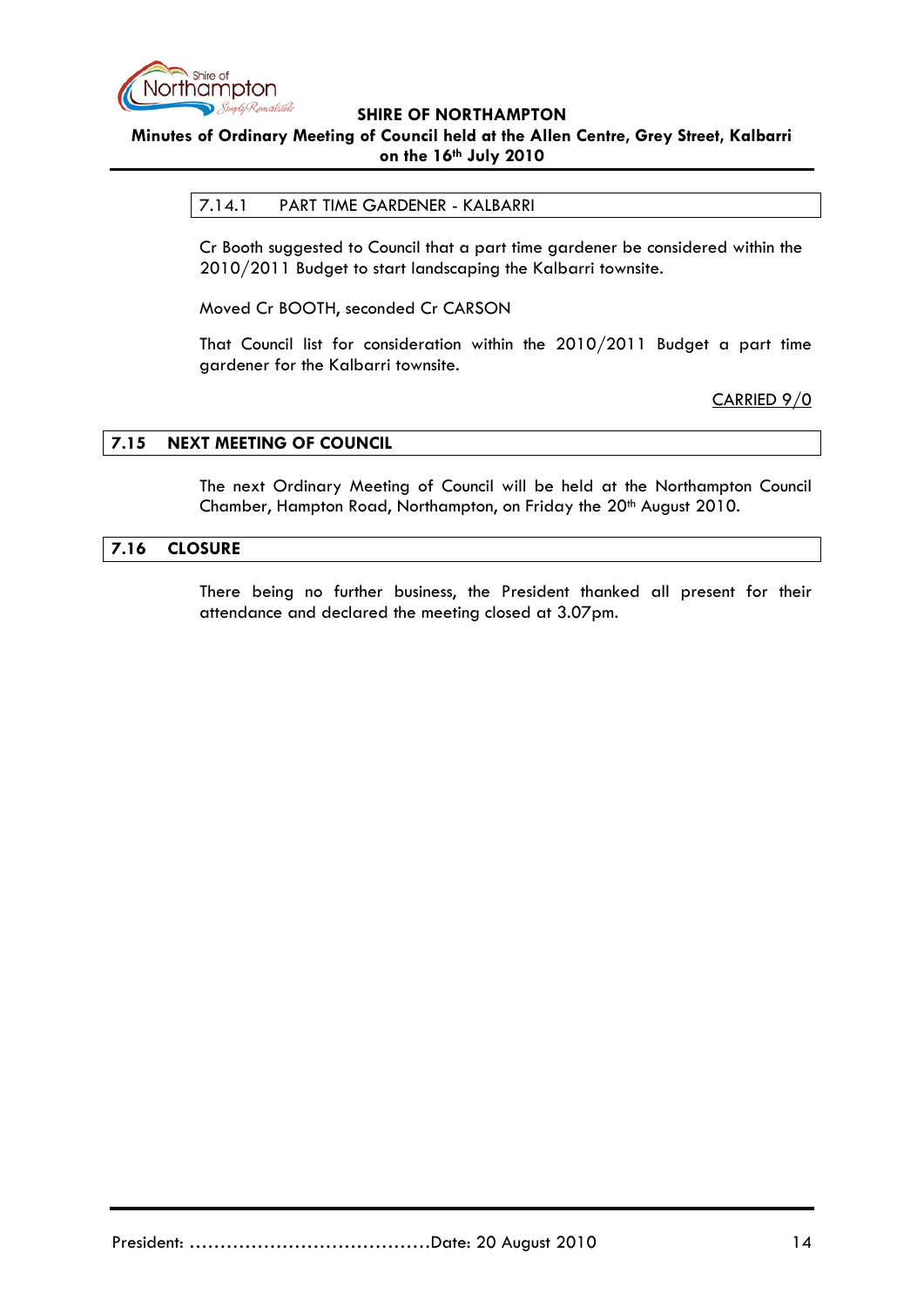### 7.14.1 PART TIME GARDENER - KALBARRI

Cr Booth suggested to Council that a part time gardener be considered within the 2010/2011 Budget to start landscaping the Kalbarri townsite.

Moved Cr BOOTH, seconded Cr CARSON

That Council list for consideration within the 2010/2011 Budget a part time gardener for the Kalbarri townsite.

CARRIED 9/0

## 7.15 NEXT MEETING OF COUNCIL

The next Ordinary Meeting of Council will be held at the Northampton Council Chamber, Hampton Road, Northampton, on Friday the 20th August 2010.

## 7.16 CLOSURE

There being no further business, the President thanked all present for their attendance and declared the meeting closed at 3.07pm.

President: ……………………………………Date: 20 August 2010